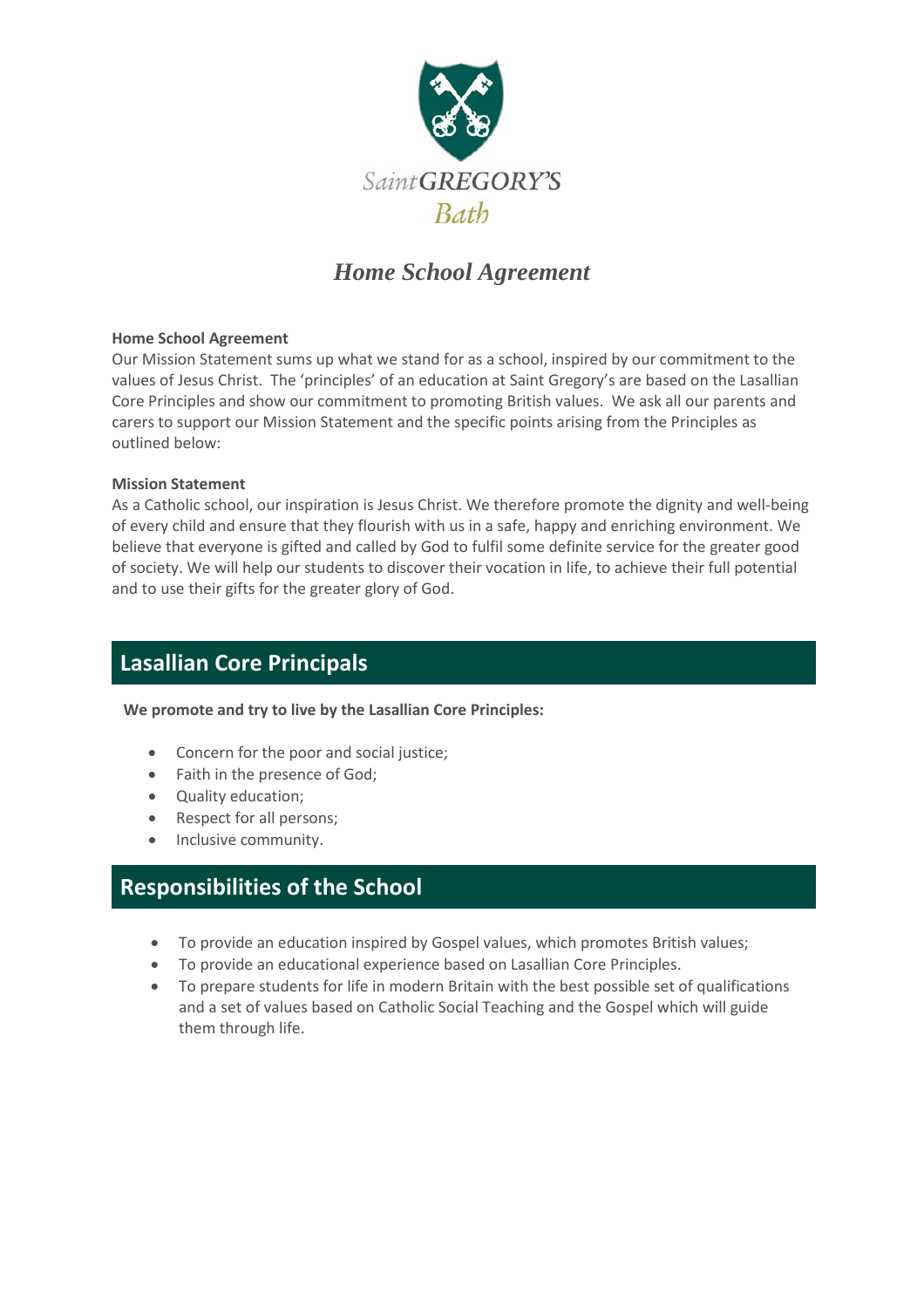SaintGREGORY'S
Bath

# *Home School Agreement*

**Home School Agreement**
Our Mission Statement sums up what we stand for as a school, inspired by our commitment to the values of Jesus Christ. The 'principles' of an education at Saint Gregory's are based on the Lasallian Core Principles and show our commitment to promoting British values. We ask all our parents and carers to support our Mission Statement and the specific points arising from the Principles as outlined below:

**Mission Statement**
As a Catholic school, our inspiration is Jesus Christ. We therefore promote the dignity and well-being of every child and ensure that they flourish with us in a safe, happy and enriching environment. We believe that everyone is gifted and called by God to fulfil some definite service for the greater good of society. We will help our students to discover their vocation in life, to achieve their full potential and to use their gifts for the greater glory of God.

## Lasallian Core Principals

**We promote and try to live by the Lasallian Core Principles:**

- Concern for the poor and social justice;
- Faith in the presence of God;
- Quality education;
- Respect for all persons;
- Inclusive community.

## Responsibilities of the School

- To provide an education inspired by Gospel values, which promotes British values;
- To provide an educational experience based on Lasallian Core Principles.
- To prepare students for life in modern Britain with the best possible set of qualifications and a set of values based on Catholic Social Teaching and the Gospel which will guide them through life.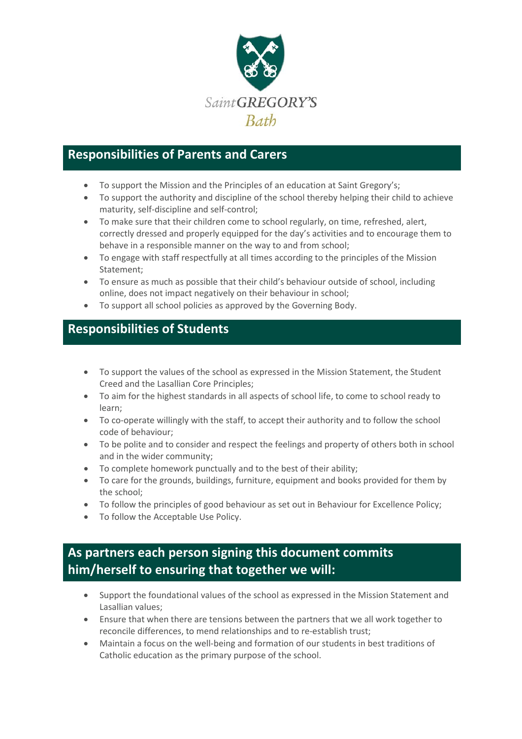## Responsibilities of Parents and Carers

- To support the Mission and the Principles of an education at Saint Gregory's;
- To support the authority and discipline of the school thereby helping their child to achieve maturity, self-discipline and self-control;
- To make sure that their children come to school regularly, on time, refreshed, alert, correctly dressed and properly equipped for the day's activities and to encourage them to behave in a responsible manner on the way to and from school;
- To engage with staff respectfully at all times according to the principles of the Mission Statement;
- To ensure as much as possible that their child's behaviour outside of school, including online, does not impact negatively on their behaviour in school;
- To support all school policies as approved by the Governing Body.

## Responsibilities of Students

- To support the values of the school as expressed in the Mission Statement, the Student Creed and the Lasallian Core Principles;
- To aim for the highest standards in all aspects of school life, to come to school ready to learn;
- To co-operate willingly with the staff, to accept their authority and to follow the school code of behaviour;
- To be polite and to consider and respect the feelings and property of others both in school and in the wider community;
- To complete homework punctually and to the best of their ability;
- To care for the grounds, buildings, furniture, equipment and books provided for them by the school;
- To follow the principles of good behaviour as set out in Behaviour for Excellence Policy;
- To follow the Acceptable Use Policy.

## As partners each person signing this document commits him/herself to ensuring that together we will:

- Support the foundational values of the school as expressed in the Mission Statement and Lasallian values;
- Ensure that when there are tensions between the partners that we all work together to reconcile differences, to mend relationships and to re-establish trust;
- Maintain a focus on the well-being and formation of our students in best traditions of Catholic education as the primary purpose of the school.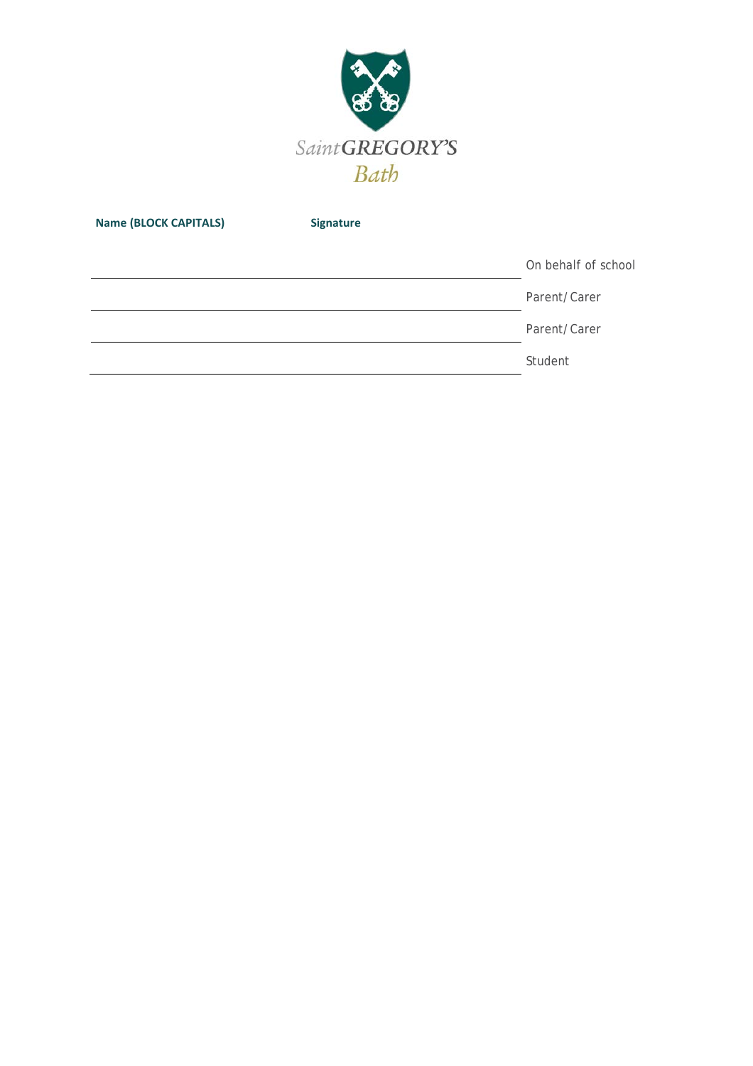Saint GREGORY'S

Bath

| Name (BLOCK CAPITALS) | Signature | |
| --- | --- | --- |
| | | On behalf of school |
| | | Parent/ Carer |
| | | Parent/ Carer |
| | | Student |